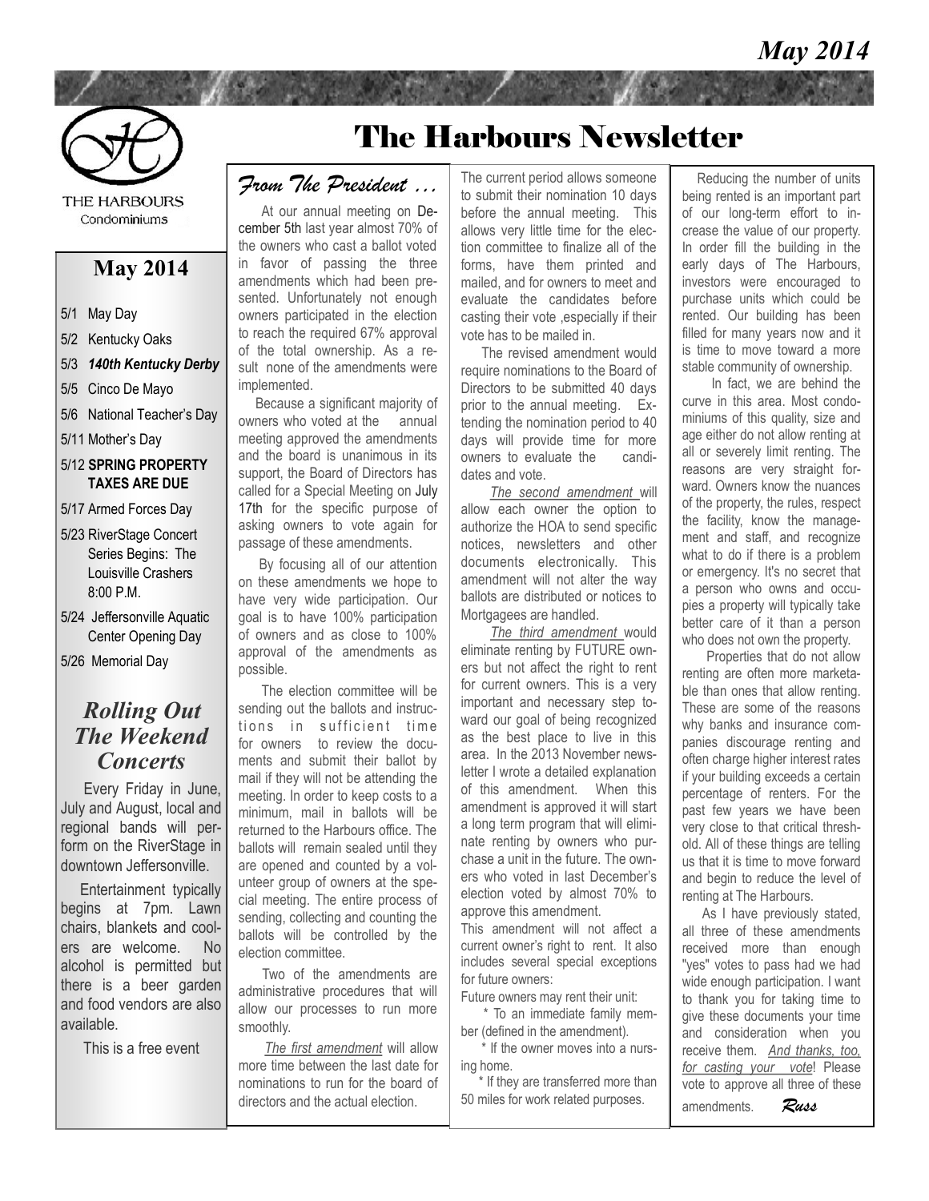May 2014

# The Harbours Newsletter

THE HARBOURS
Condominiums

## May 2014

- 5/1 May Day
- 5/2 Kentucky Oaks
- 5/3 ***140th Kentucky Derby***
- 5/5 Cinco De Mayo
- 5/6 National Teacher's Day
- 5/11 Mother's Day
- 5/12 **SPRING PROPERTY TAXES ARE DUE**
- 5/17 Armed Forces Day
- 5/23 RiverStage Concert Series Begins: The Louisville Crashers 8:00 P.M.
- 5/24 Jeffersonville Aquatic Center Opening Day
- 5/26 Memorial Day

## *Rolling Out The Weekend Concerts*

Every Friday in June, July and August, local and regional bands will perform on the RiverStage in downtown Jeffersonville.

Entertainment typically begins at 7pm. Lawn chairs, blankets and coolers are welcome. No alcohol is permitted but there is a beer garden and food vendors are also available.

This is a free event

## *From The President …*

At our annual meeting on December 5th last year almost 70% of the owners who cast a ballot voted in favor of passing the three amendments which had been presented. Unfortunately not enough owners participated in the election to reach the required 67% approval of the total ownership. As a result none of the amendments were implemented.

Because a significant majority of owners who voted at the annual meeting approved the amendments and the board is unanimous in its support, the Board of Directors has called for a Special Meeting on July 17th for the specific purpose of asking owners to vote again for passage of these amendments.

By focusing all of our attention on these amendments we hope to have very wide participation. Our goal is to have 100% participation of owners and as close to 100% approval of the amendments as possible.

The election committee will be sending out the ballots and instructions in sufficient time for owners to review the documents and submit their ballot by mail if they will not be attending the meeting. In order to keep costs to a minimum, mail in ballots will be returned to the Harbours office. The ballots will remain sealed until they are opened and counted by a volunteer group of owners at the special meeting. The entire process of sending, collecting and counting the ballots will be controlled by the election committee.

Two of the amendments are administrative procedures that will allow our processes to run more smoothly.

*The first amendment* will allow more time between the last date for nominations to run for the board of directors and the actual election. The current period allows someone to submit their nomination 10 days before the annual meeting. This allows very little time for the election committee to finalize all of the forms, have them printed and mailed, and for owners to meet and evaluate the candidates before casting their vote ,especially if their vote has to be mailed in.

The revised amendment would require nominations to the Board of Directors to be submitted 40 days prior to the annual meeting. Extending the nomination period to 40 days will provide time for more owners to evaluate the candidates and vote.

*The second amendment* will allow each owner the option to authorize the HOA to send specific notices, newsletters and other documents electronically. This amendment will not alter the way ballots are distributed or notices to Mortgagees are handled.

*The third amendment* would eliminate renting by FUTURE owners but not affect the right to rent for current owners. This is a very important and necessary step toward our goal of being recognized as the best place to live in this area. In the 2013 November newsletter I wrote a detailed explanation of this amendment. When this amendment is approved it will start a long term program that will eliminate renting by owners who purchase a unit in the future. The owners who voted in last December's election voted by almost 70% to approve this amendment.

This amendment will not affect a current owner's right to rent. It also includes several special exceptions for future owners:

Future owners may rent their unit:

* To an immediate family member (defined in the amendment).
* If the owner moves into a nursing home.
* If they are transferred more than 50 miles for work related purposes.

Reducing the number of units being rented is an important part of our long-term effort to increase the value of our property. In order fill the building in the early days of The Harbours, investors were encouraged to purchase units which could be rented. Our building has been filled for many years now and it is time to move toward a more stable community of ownership.

In fact, we are behind the curve in this area. Most condominiums of this quality, size and age either do not allow renting at all or severely limit renting. The reasons are very straight forward. Owners know the nuances of the property, the rules, respect the facility, know the management and staff, and recognize what to do if there is a problem or emergency. It's no secret that a person who owns and occupies a property will typically take better care of it than a person who does not own the property.

Properties that do not allow renting are often more marketable than ones that allow renting. These are some of the reasons why banks and insurance companies discourage renting and often charge higher interest rates if your building exceeds a certain percentage of renters. For the past few years we have been very close to that critical threshold. All of these things are telling us that it is time to move forward and begin to reduce the level of renting at The Harbours.

As I have previously stated, all three of these amendments received more than enough "yes" votes to pass had we had wide enough participation. I want to thank you for taking time to give these documents your time and consideration when you receive them. *And thanks, too, for casting your vote*! Please vote to approve all three of these amendments. *Russ*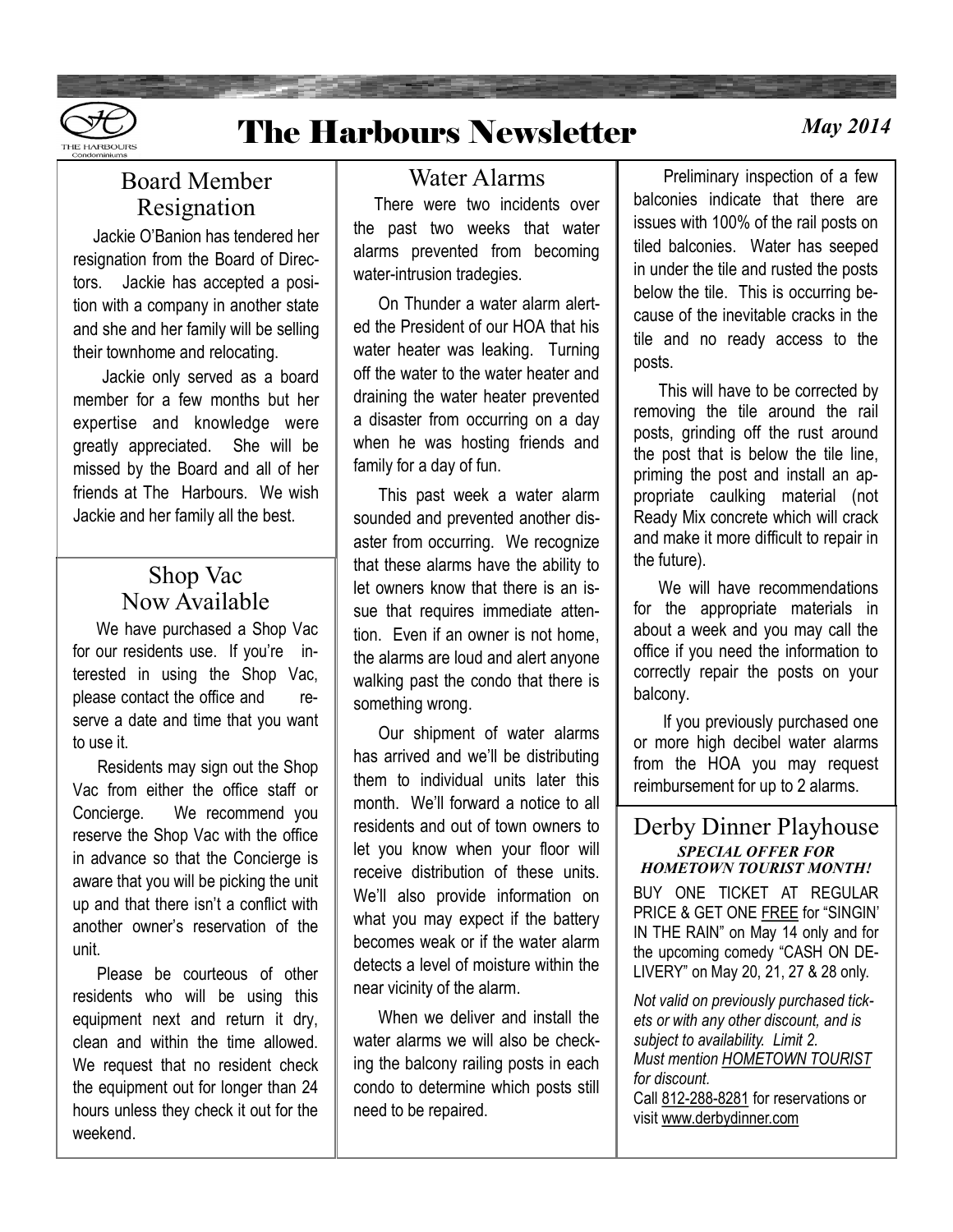# The Harbours Newsletter

*May 2014*

## Board Member Resignation

Jackie O'Banion has tendered her resignation from the Board of Directors. Jackie has accepted a position with a company in another state and she and her family will be selling their townhome and relocating.

Jackie only served as a board member for a few months but her expertise and knowledge were greatly appreciated. She will be missed by the Board and all of her friends at The Harbours. We wish Jackie and her family all the best.

## Shop Vac Now Available

We have purchased a Shop Vac for our residents use. If you're interested in using the Shop Vac, please contact the office and reserve a date and time that you want to use it.

Residents may sign out the Shop Vac from either the office staff or Concierge. We recommend you reserve the Shop Vac with the office in advance so that the Concierge is aware that you will be picking the unit up and that there isn't a conflict with another owner's reservation of the unit.

Please be courteous of other residents who will be using this equipment next and return it dry, clean and within the time allowed. We request that no resident check the equipment out for longer than 24 hours unless they check it out for the weekend.

## Water Alarms

There were two incidents over the past two weeks that water alarms prevented from becoming water-intrusion tradegies.

On Thunder a water alarm alerted the President of our HOA that his water heater was leaking. Turning off the water to the water heater and draining the water heater prevented a disaster from occurring on a day when he was hosting friends and family for a day of fun.

This past week a water alarm sounded and prevented another disaster from occurring. We recognize that these alarms have the ability to let owners know that there is an issue that requires immediate attention. Even if an owner is not home, the alarms are loud and alert anyone walking past the condo that there is something wrong.

Our shipment of water alarms has arrived and we'll be distributing them to individual units later this month. We'll forward a notice to all residents and out of town owners to let you know when your floor will receive distribution of these units. We'll also provide information on what you may expect if the battery becomes weak or if the water alarm detects a level of moisture within the near vicinity of the alarm.

When we deliver and install the water alarms we will also be checking the balcony railing posts in each condo to determine which posts still need to be repaired.

Preliminary inspection of a few balconies indicate that there are issues with 100% of the rail posts on tiled balconies. Water has seeped in under the tile and rusted the posts below the tile. This is occurring because of the inevitable cracks in the tile and no ready access to the posts.

This will have to be corrected by removing the tile around the rail posts, grinding off the rust around the post that is below the tile line, priming the post and install an appropriate caulking material (not Ready Mix concrete which will crack and make it more difficult to repair in the future).

We will have recommendations for the appropriate materials in about a week and you may call the office if you need the information to correctly repair the posts on your balcony.

If you previously purchased one or more high decibel water alarms from the HOA you may request reimbursement for up to 2 alarms.

## Derby Dinner Playhouse

***SPECIAL OFFER FOR HOMETOWN TOURIST MONTH!***

BUY ONE TICKET AT REGULAR PRICE & GET ONE FREE for "SINGIN' IN THE RAIN" on May 14 only and for the upcoming comedy "CASH ON DELIVERY" on May 20, 21, 27 & 28 only.

*Not valid on previously purchased tickets or with any other discount, and is subject to availability. Limit 2. Must mention HOMETOWN TOURIST for discount.*

Call 812-288-8281 for reservations or visit www.derbydinner.com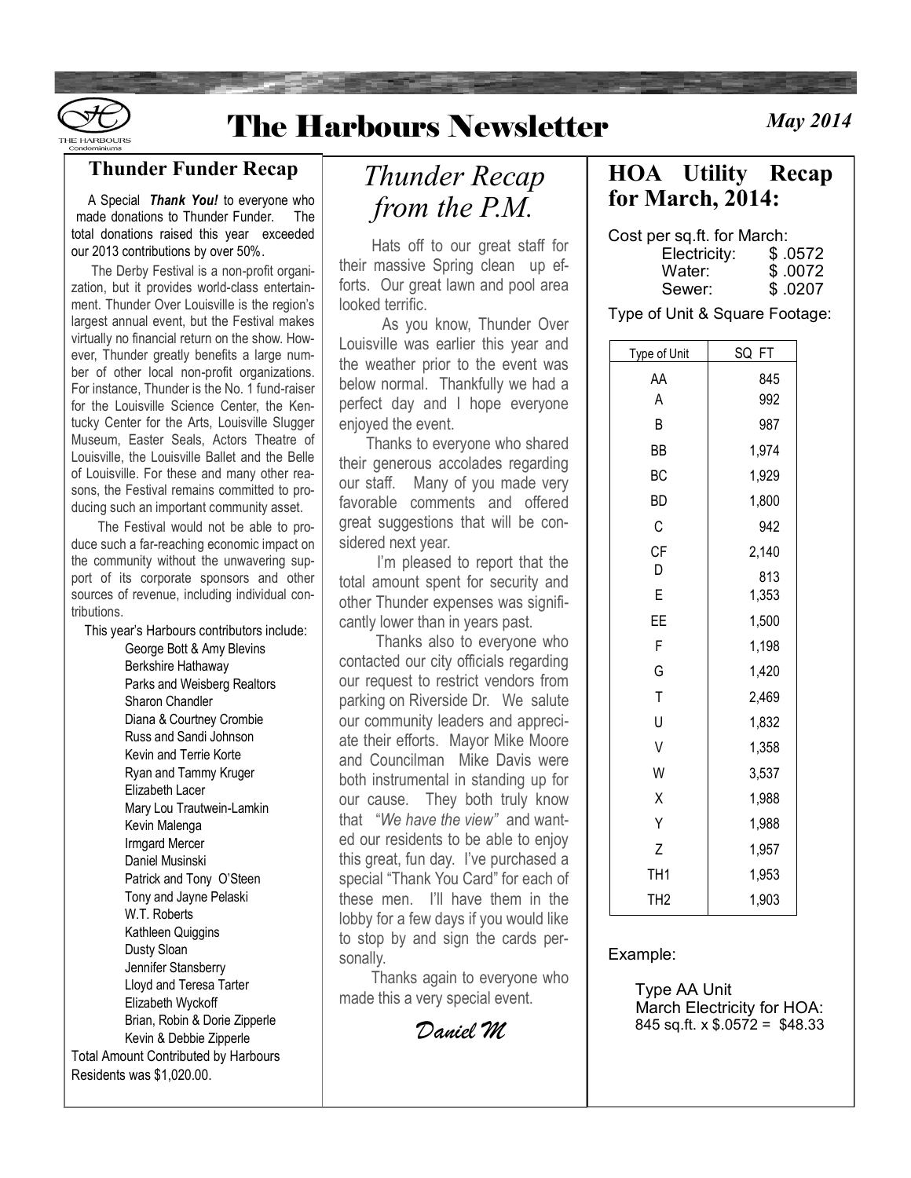# The Harbours Newsletter

*May 2014*

## Thunder Funder Recap

A Special ***Thank You!*** to everyone who made donations to Thunder Funder. The total donations raised this year exceeded our 2013 contributions by over 50%.

The Derby Festival is a non-profit organization, but it provides world-class entertainment. Thunder Over Louisville is the region's largest annual event, but the Festival makes virtually no financial return on the show. However, Thunder greatly benefits a large number of other local non-profit organizations. For instance, Thunder is the No. 1 fund-raiser for the Louisville Science Center, the Kentucky Center for the Arts, Louisville Slugger Museum, Easter Seals, Actors Theatre of Louisville, the Louisville Ballet and the Belle of Louisville. For these and many other reasons, the Festival remains committed to producing such an important community asset.

The Festival would not be able to produce such a far-reaching economic impact on the community without the unwavering support of its corporate sponsors and other sources of revenue, including individual contributions.

This year's Harbours contributors include:

- George Bott & Amy Blevins
- Berkshire Hathaway
- Parks and Weisberg Realtors
- Sharon Chandler
- Diana & Courtney Crombie
- Russ and Sandi Johnson
- Kevin and Terrie Korte
- Ryan and Tammy Kruger
- Elizabeth Lacer
- Mary Lou Trautwein-Lamkin
- Kevin Malenga
- Irmgard Mercer
- Daniel Musinski
- Patrick and Tony O'Steen
- Tony and Jayne Pelaski
- W.T. Roberts
- Kathleen Quiggins
- Dusty Sloan
- Jennifer Stansberry
- Lloyd and Teresa Tarter
- Elizabeth Wyckoff
- Brian, Robin & Dorie Zipperle
- Kevin & Debbie Zipperle

Total Amount Contributed by Harbours Residents was $1,020.00.

## *Thunder Recap from the P.M.*

Hats off to our great staff for their massive Spring clean up efforts. Our great lawn and pool area looked terrific.

As you know, Thunder Over Louisville was earlier this year and the weather prior to the event was below normal. Thankfully we had a perfect day and I hope everyone enjoyed the event.

Thanks to everyone who shared their generous accolades regarding our staff. Many of you made very favorable comments and offered great suggestions that will be considered next year.

I'm pleased to report that the total amount spent for security and other Thunder expenses was significantly lower than in years past.

Thanks also to everyone who contacted our city officials regarding our request to restrict vendors from parking on Riverside Dr. We salute our community leaders and appreciate their efforts. Mayor Mike Moore and Councilman Mike Davis were both instrumental in standing up for our cause. They both truly know that "*We have the view"* and wanted our residents to be able to enjoy this great, fun day. I've purchased a special "Thank You Card" for each of these men. I'll have them in the lobby for a few days if you would like to stop by and sign the cards personally.

Thanks again to everyone who made this a very special event.

*Daniel M*

## HOA Utility Recap for March, 2014:

Cost per sq.ft. for March:

- Electricity: $ .0572
- Water: $ .0072
- Sewer: $ .0207

Type of Unit & Square Footage:

| Type of Unit | SQ FT |
|---|---|
| AA | 845 |
| A | 992 |
| B | 987 |
| BB | 1,974 |
| BC | 1,929 |
| BD | 1,800 |
| C | 942 |
| CF | 2,140 |
| D | 813 |
| E | 1,353 |
| EE | 1,500 |
| F | 1,198 |
| G | 1,420 |
| T | 2,469 |
| U | 1,832 |
| V | 1,358 |
| W | 3,537 |
| X | 1,988 |
| Y | 1,988 |
| Z | 1,957 |
| TH1 | 1,953 |
| TH2 | 1,903 |

Example:

Type AA Unit
March Electricity for HOA:
845 sq.ft. x $.0572 = $48.33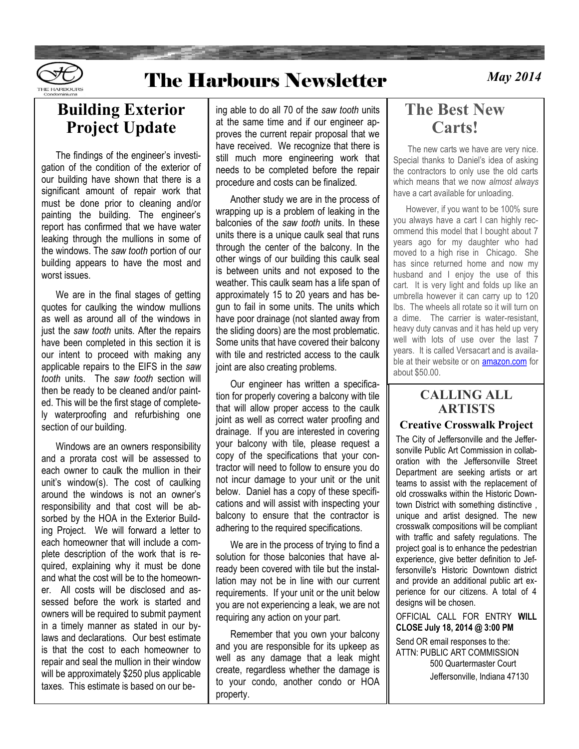# The Harbours Newsletter

*May 2014*

## Building Exterior Project Update

The findings of the engineer's investigation of the condition of the exterior of our building have shown that there is a significant amount of repair work that must be done prior to cleaning and/or painting the building. The engineer's report has confirmed that we have water leaking through the mullions in some of the windows. The *saw tooth* portion of our building appears to have the most and worst issues.

We are in the final stages of getting quotes for caulking the window mullions as well as around all of the windows in just the *saw tooth* units. After the repairs have been completed in this section it is our intent to proceed with making any applicable repairs to the EIFS in the *saw tooth* units. The *saw tooth* section will then be ready to be cleaned and/or painted. This will be the first stage of completely waterproofing and refurbishing one section of our building.

Windows are an owners responsibility and a prorata cost will be assessed to each owner to caulk the mullion in their unit's window(s). The cost of caulking around the windows is not an owner's responsibility and that cost will be absorbed by the HOA in the Exterior Building Project. We will forward a letter to each homeowner that will include a complete description of the work that is required, explaining why it must be done and what the cost will be to the homeowner. All costs will be disclosed and assessed before the work is started and owners will be required to submit payment in a timely manner as stated in our bylaws and declarations. Our best estimate is that the cost to each homeowner to repair and seal the mullion in their window will be approximately $250 plus applicable taxes. This estimate is based on our being able to do all 70 of the *saw tooth* units at the same time and if our engineer approves the current repair proposal that we have received. We recognize that there is still much more engineering work that needs to be completed before the repair procedure and costs can be finalized.

Another study we are in the process of wrapping up is a problem of leaking in the balconies of the *saw tooth* units. In these units there is a unique caulk seal that runs through the center of the balcony. In the other wings of our building this caulk seal is between units and not exposed to the weather. This caulk seam has a life span of approximately 15 to 20 years and has begun to fail in some units. The units which have poor drainage (not slanted away from the sliding doors) are the most problematic. Some units that have covered their balcony with tile and restricted access to the caulk joint are also creating problems.

Our engineer has written a specification for properly covering a balcony with tile that will allow proper access to the caulk joint as well as correct water proofing and drainage. If you are interested in covering your balcony with tile, please request a copy of the specifications that your contractor will need to follow to ensure you do not incur damage to your unit or the unit below. Daniel has a copy of these specifications and will assist with inspecting your balcony to ensure that the contractor is adhering to the required specifications.

We are in the process of trying to find a solution for those balconies that have already been covered with tile but the installation may not be in line with our current requirements. If your unit or the unit below you are not experiencing a leak, we are not requiring any action on your part.

Remember that you own your balcony and you are responsible for its upkeep as well as any damage that a leak might create, regardless whether the damage is to your condo, another condo or HOA property.

## The Best New Carts!

The new carts we have are very nice. Special thanks to Daniel's idea of asking the contractors to only use the old carts which means that we now *almost always* have a cart available for unloading.

However, if you want to be 100% sure you always have a cart I can highly recommend this model that I bought about 7 years ago for my daughter who had moved to a high rise in Chicago. She has since returned home and now my husband and I enjoy the use of this cart. It is very light and folds up like an umbrella however it can carry up to 120 lbs. The wheels all rotate so it will turn on a dime. The carrier is water-resistant, heavy duty canvas and it has held up very well with lots of use over the last 7 years. It is called Versacart and is available at their website or on amazon.com for about $50.00.

## CALLING ALL ARTISTS

### Creative Crosswalk Project

The City of Jeffersonville and the Jeffersonville Public Art Commission in collaboration with the Jeffersonville Street Department are seeking artists or art teams to assist with the replacement of old crosswalks within the Historic Downtown District with something distinctive , unique and artist designed. The new crosswalk compositions will be compliant with traffic and safety regulations. The project goal is to enhance the pedestrian experience, give better definition to Jeffersonville's Historic Downtown district and provide an additional public art experience for our citizens. A total of 4 designs will be chosen.

OFFICIAL CALL FOR ENTRY **WILL CLOSE July 18, 2014 @ 3:00 PM**

Send OR email responses to the:
ATTN: PUBLIC ART COMMISSION
500 Quartermaster Court
Jeffersonville, Indiana 47130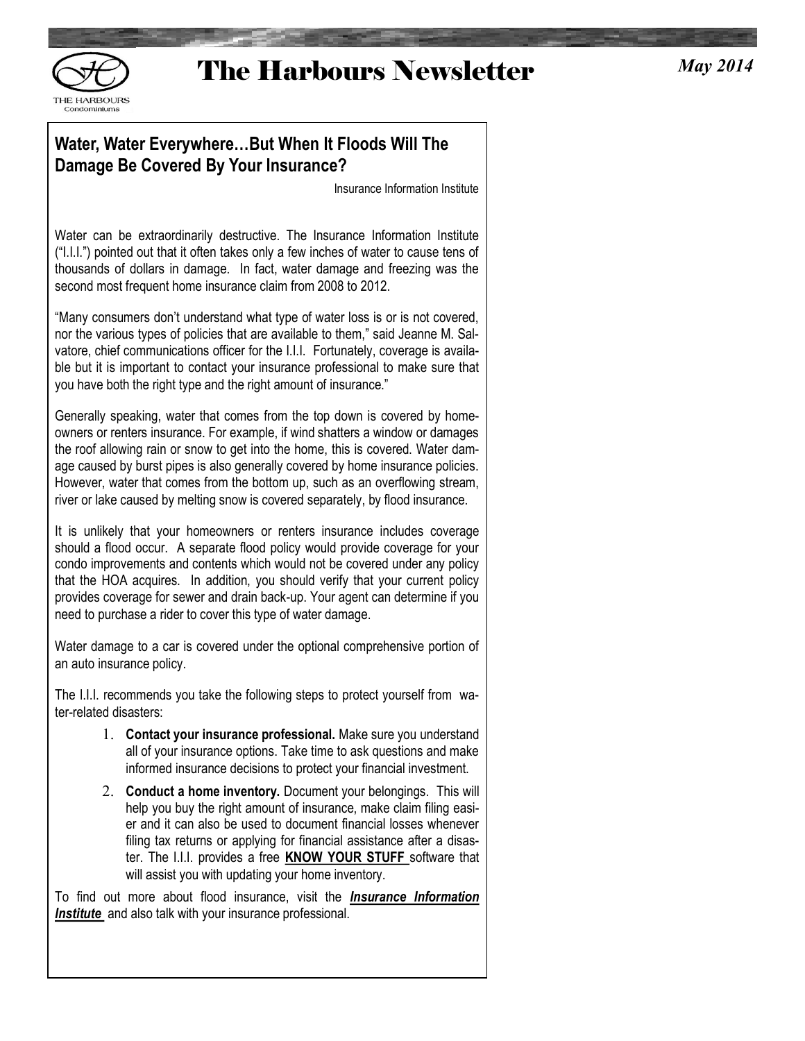# The Harbours Newsletter

*May 2014*

## Water, Water Everywhere…But When It Floods Will The Damage Be Covered By Your Insurance?

Insurance Information Institute

Water can be extraordinarily destructive. The Insurance Information Institute ("I.I.I.") pointed out that it often takes only a few inches of water to cause tens of thousands of dollars in damage. In fact, water damage and freezing was the second most frequent home insurance claim from 2008 to 2012.

"Many consumers don't understand what type of water loss is or is not covered, nor the various types of policies that are available to them," said Jeanne M. Salvatore, chief communications officer for the I.I.I. Fortunately, coverage is available but it is important to contact your insurance professional to make sure that you have both the right type and the right amount of insurance."

Generally speaking, water that comes from the top down is covered by homeowners or renters insurance. For example, if wind shatters a window or damages the roof allowing rain or snow to get into the home, this is covered. Water damage caused by burst pipes is also generally covered by home insurance policies. However, water that comes from the bottom up, such as an overflowing stream, river or lake caused by melting snow is covered separately, by flood insurance.

It is unlikely that your homeowners or renters insurance includes coverage should a flood occur. A separate flood policy would provide coverage for your condo improvements and contents which would not be covered under any policy that the HOA acquires. In addition, you should verify that your current policy provides coverage for sewer and drain back-up. Your agent can determine if you need to purchase a rider to cover this type of water damage.

Water damage to a car is covered under the optional comprehensive portion of an auto insurance policy.

The I.I.I. recommends you take the following steps to protect yourself from water-related disasters:

1. **Contact your insurance professional.** Make sure you understand all of your insurance options. Take time to ask questions and make informed insurance decisions to protect your financial investment.
2. **Conduct a home inventory.** Document your belongings. This will help you buy the right amount of insurance, make claim filing easier and it can also be used to document financial losses whenever filing tax returns or applying for financial assistance after a disaster. The I.I.I. provides a free **KNOW YOUR STUFF** software that will assist you with updating your home inventory.

To find out more about flood insurance, visit the ***Insurance Information Institute*** and also talk with your insurance professional.